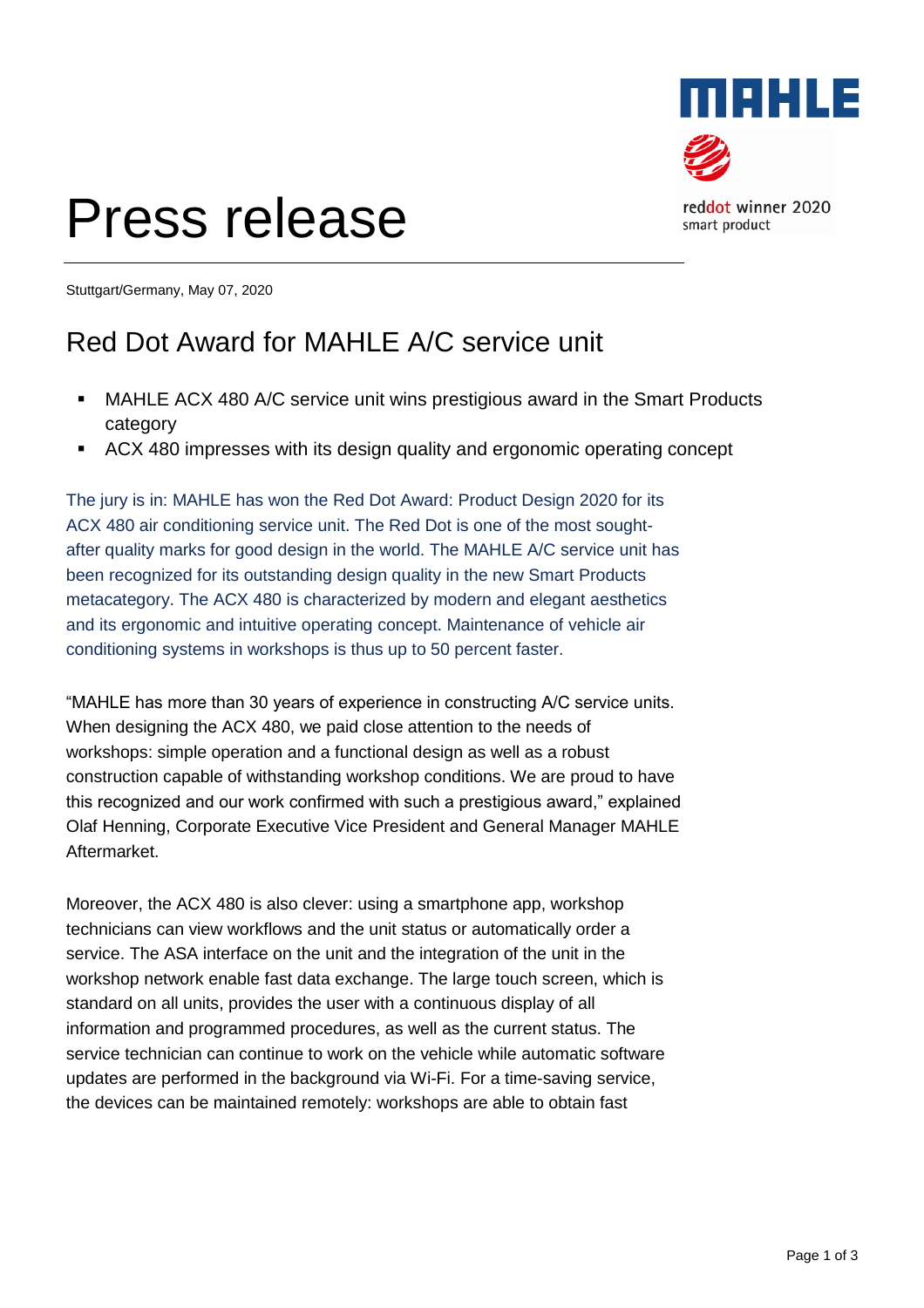# Press release

reddot winner 2020
smart product

Stuttgart/Germany, May 07, 2020

## Red Dot Award for MAHLE A/C service unit

- MAHLE ACX 480 A/C service unit wins prestigious award in the Smart Products category
- ACX 480 impresses with its design quality and ergonomic operating concept

The jury is in: MAHLE has won the Red Dot Award: Product Design 2020 for its ACX 480 air conditioning service unit. The Red Dot is one of the most sought-after quality marks for good design in the world. The MAHLE A/C service unit has been recognized for its outstanding design quality in the new Smart Products metacategory. The ACX 480 is characterized by modern and elegant aesthetics and its ergonomic and intuitive operating concept. Maintenance of vehicle air conditioning systems in workshops is thus up to 50 percent faster.

"MAHLE has more than 30 years of experience in constructing A/C service units. When designing the ACX 480, we paid close attention to the needs of workshops: simple operation and a functional design as well as a robust construction capable of withstanding workshop conditions. We are proud to have this recognized and our work confirmed with such a prestigious award," explained Olaf Henning, Corporate Executive Vice President and General Manager MAHLE Aftermarket.

Moreover, the ACX 480 is also clever: using a smartphone app, workshop technicians can view workflows and the unit status or automatically order a service. The ASA interface on the unit and the integration of the unit in the workshop network enable fast data exchange. The large touch screen, which is standard on all units, provides the user with a continuous display of all information and programmed procedures, as well as the current status. The service technician can continue to work on the vehicle while automatic software updates are performed in the background via Wi-Fi. For a time-saving service, the devices can be maintained remotely: workshops are able to obtain fast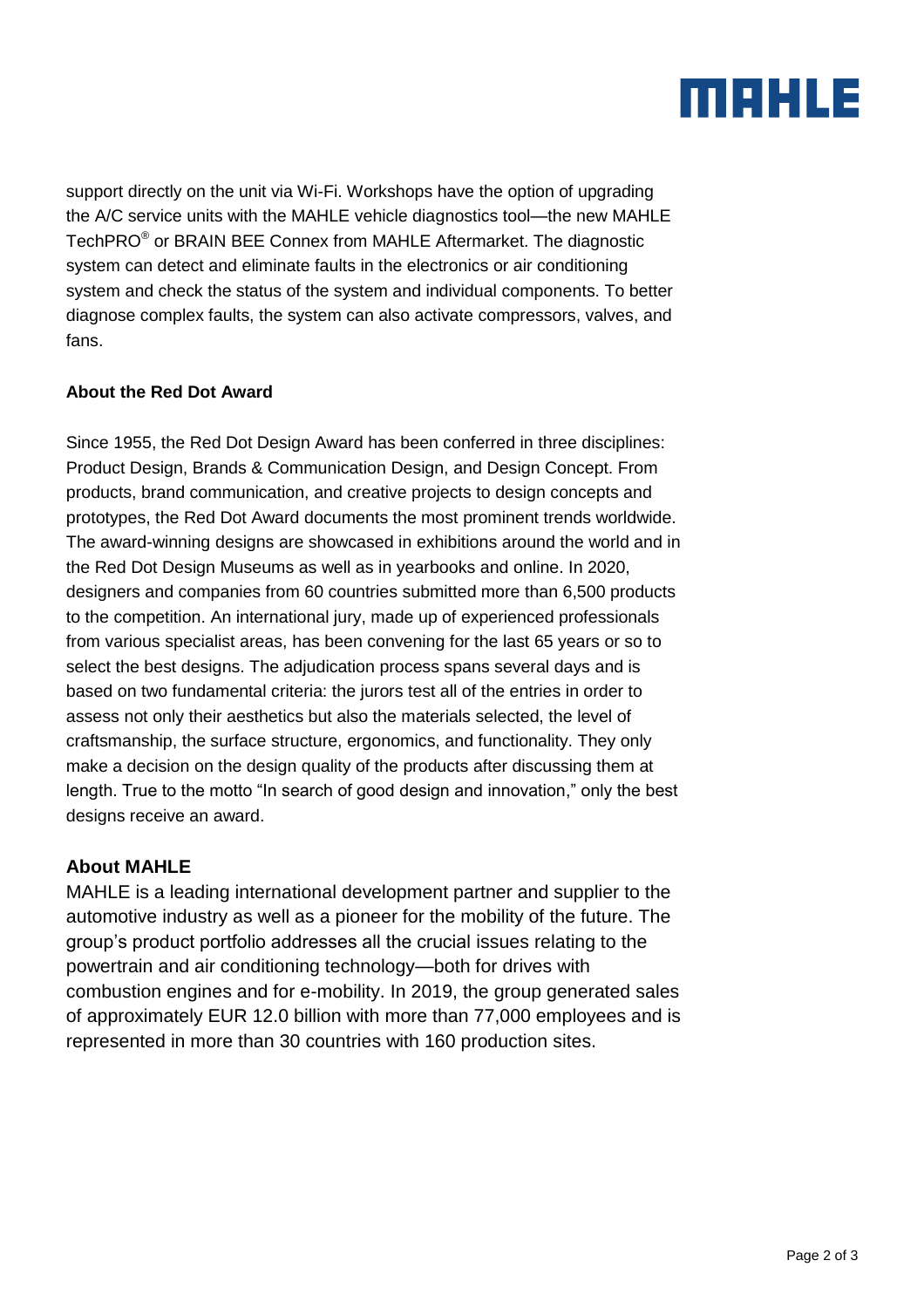support directly on the unit via Wi-Fi. Workshops have the option of upgrading the A/C service units with the MAHLE vehicle diagnostics tool—the new MAHLE TechPRO® or BRAIN BEE Connex from MAHLE Aftermarket. The diagnostic system can detect and eliminate faults in the electronics or air conditioning system and check the status of the system and individual components. To better diagnose complex faults, the system can also activate compressors, valves, and fans.

**About the Red Dot Award**

Since 1955, the Red Dot Design Award has been conferred in three disciplines: Product Design, Brands & Communication Design, and Design Concept. From products, brand communication, and creative projects to design concepts and prototypes, the Red Dot Award documents the most prominent trends worldwide. The award-winning designs are showcased in exhibitions around the world and in the Red Dot Design Museums as well as in yearbooks and online. In 2020, designers and companies from 60 countries submitted more than 6,500 products to the competition. An international jury, made up of experienced professionals from various specialist areas, has been convening for the last 65 years or so to select the best designs. The adjudication process spans several days and is based on two fundamental criteria: the jurors test all of the entries in order to assess not only their aesthetics but also the materials selected, the level of craftsmanship, the surface structure, ergonomics, and functionality. They only make a decision on the design quality of the products after discussing them at length. True to the motto "In search of good design and innovation," only the best designs receive an award.

**About MAHLE**

MAHLE is a leading international development partner and supplier to the automotive industry as well as a pioneer for the mobility of the future. The group's product portfolio addresses all the crucial issues relating to the powertrain and air conditioning technology—both for drives with combustion engines and for e-mobility. In 2019, the group generated sales of approximately EUR 12.0 billion with more than 77,000 employees and is represented in more than 30 countries with 160 production sites.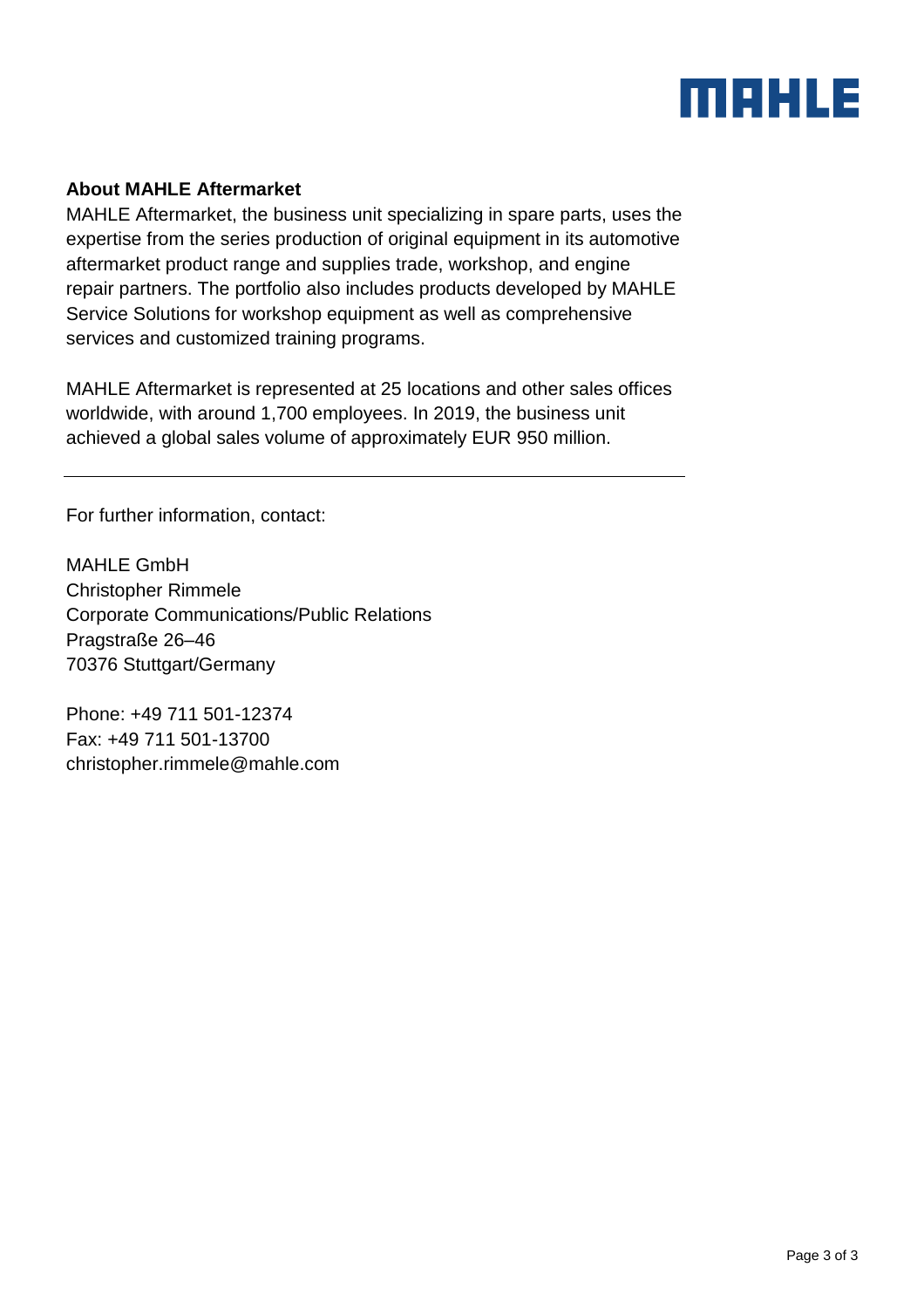**About MAHLE Aftermarket**

MAHLE Aftermarket, the business unit specializing in spare parts, uses the expertise from the series production of original equipment in its automotive aftermarket product range and supplies trade, workshop, and engine repair partners. The portfolio also includes products developed by MAHLE Service Solutions for workshop equipment as well as comprehensive services and customized training programs.

MAHLE Aftermarket is represented at 25 locations and other sales offices worldwide, with around 1,700 employees. In 2019, the business unit achieved a global sales volume of approximately EUR 950 million.

---

For further information, contact:

MAHLE GmbH
Christopher Rimmele
Corporate Communications/Public Relations
Pragstraße 26–46
70376 Stuttgart/Germany

Phone: +49 711 501-12374
Fax: +49 711 501-13700
christopher.rimmele@mahle.com